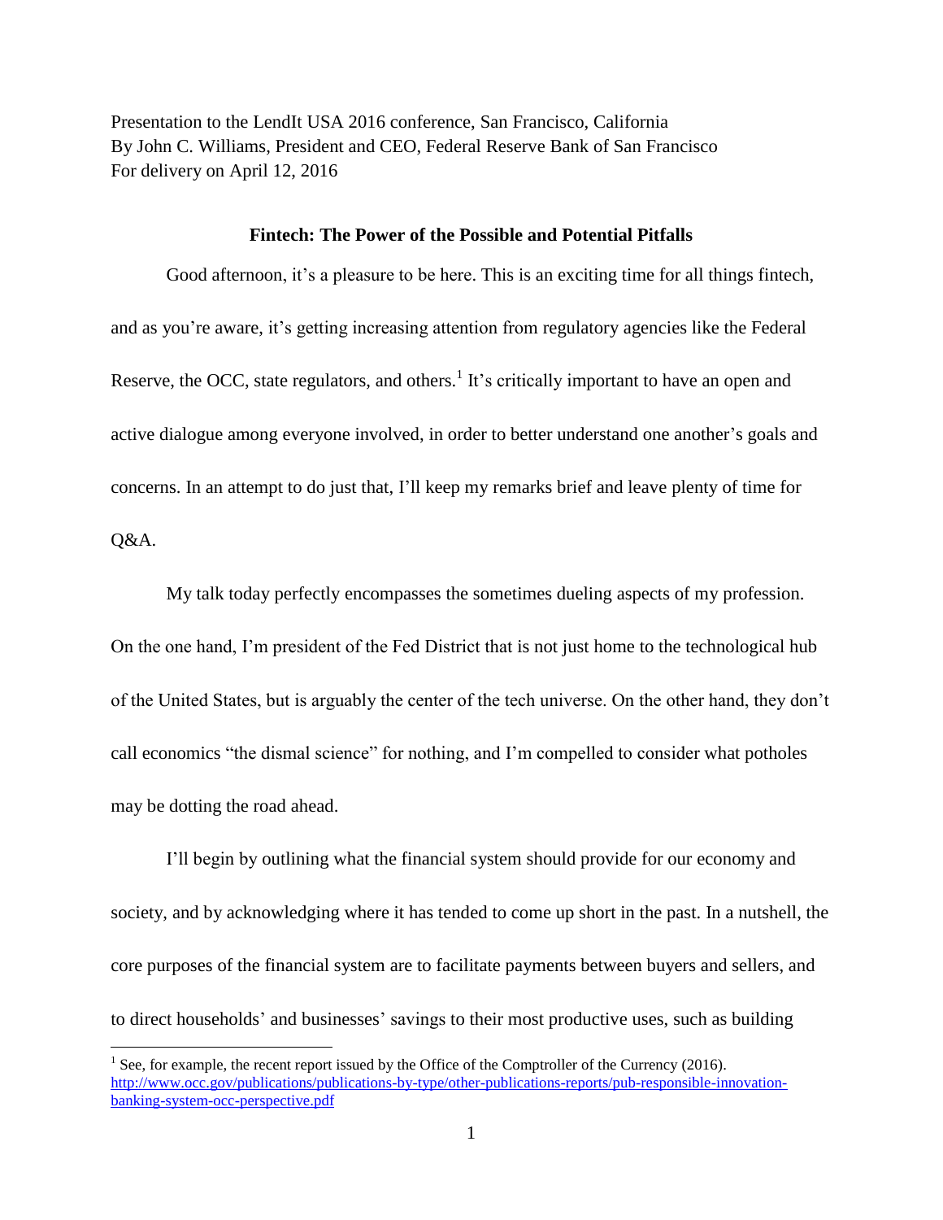Presentation to the LendIt USA 2016 conference, San Francisco, California
By John C. Williams, President and CEO, Federal Reserve Bank of San Francisco
For delivery on April 12, 2016

## Fintech: The Power of the Possible and Potential Pitfalls

Good afternoon, it's a pleasure to be here. This is an exciting time for all things fintech, and as you're aware, it's getting increasing attention from regulatory agencies like the Federal Reserve, the OCC, state regulators, and others.[1] It's critically important to have an open and active dialogue among everyone involved, in order to better understand one another's goals and concerns. In an attempt to do just that, I'll keep my remarks brief and leave plenty of time for Q&A.

My talk today perfectly encompasses the sometimes dueling aspects of my profession. On the one hand, I'm president of the Fed District that is not just home to the technological hub of the United States, but is arguably the center of the tech universe. On the other hand, they don't call economics "the dismal science" for nothing, and I'm compelled to consider what potholes may be dotting the road ahead.

I'll begin by outlining what the financial system should provide for our economy and society, and by acknowledging where it has tended to come up short in the past. In a nutshell, the core purposes of the financial system are to facilitate payments between buyers and sellers, and to direct households' and businesses' savings to their most productive uses, such as building

---

[1] See, for example, the recent report issued by the Office of the Comptroller of the Currency (2016). http://www.occ.gov/publications/publications-by-type/other-publications-reports/pub-responsible-innovation-banking-system-occ-perspective.pdf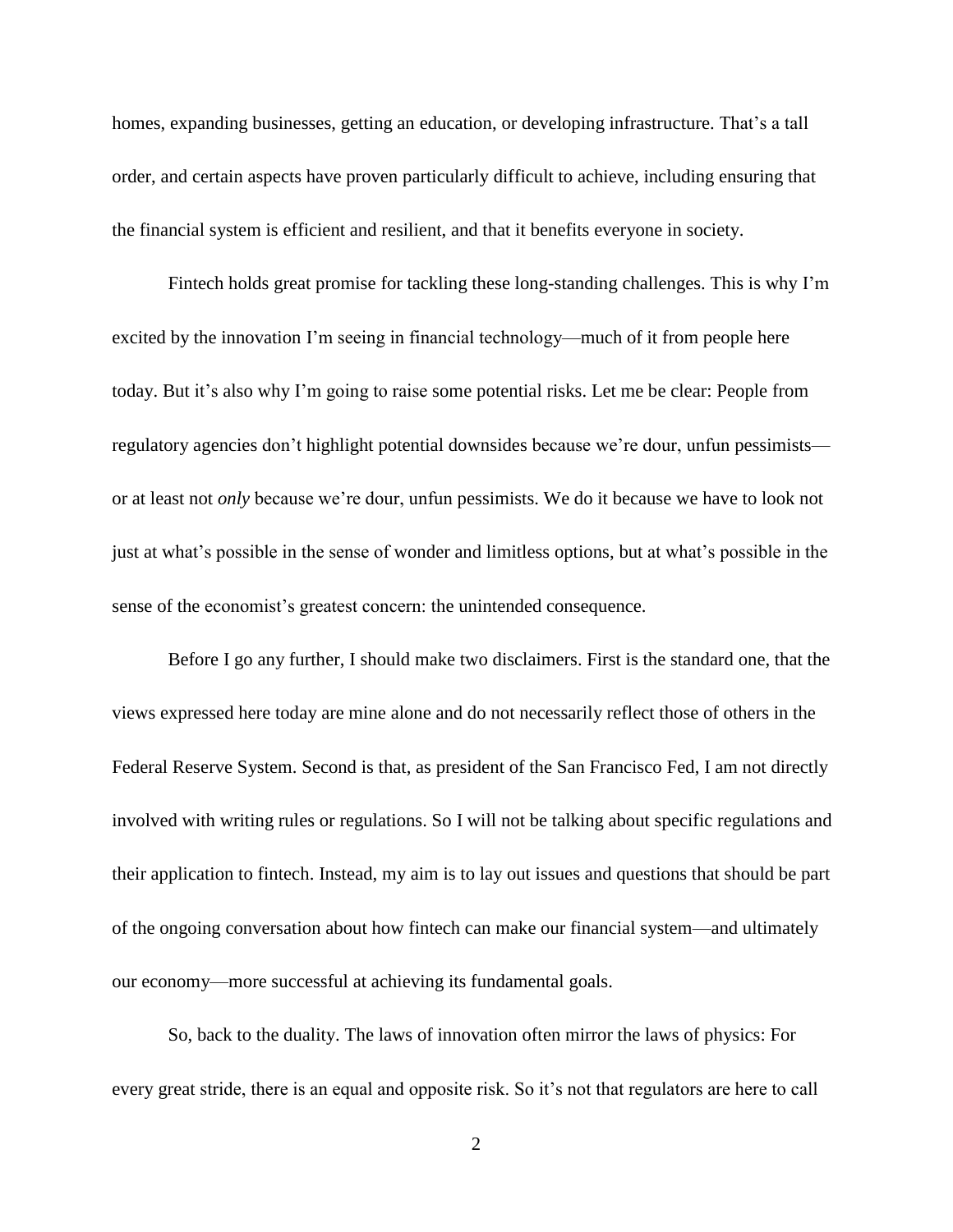homes, expanding businesses, getting an education, or developing infrastructure. That's a tall order, and certain aspects have proven particularly difficult to achieve, including ensuring that the financial system is efficient and resilient, and that it benefits everyone in society.

Fintech holds great promise for tackling these long-standing challenges. This is why I'm excited by the innovation I'm seeing in financial technology—much of it from people here today. But it's also why I'm going to raise some potential risks. Let me be clear: People from regulatory agencies don't highlight potential downsides because we're dour, unfun pessimists—or at least not *only* because we're dour, unfun pessimists. We do it because we have to look not just at what's possible in the sense of wonder and limitless options, but at what's possible in the sense of the economist's greatest concern: the unintended consequence.

Before I go any further, I should make two disclaimers. First is the standard one, that the views expressed here today are mine alone and do not necessarily reflect those of others in the Federal Reserve System. Second is that, as president of the San Francisco Fed, I am not directly involved with writing rules or regulations. So I will not be talking about specific regulations and their application to fintech. Instead, my aim is to lay out issues and questions that should be part of the ongoing conversation about how fintech can make our financial system—and ultimately our economy—more successful at achieving its fundamental goals.

So, back to the duality. The laws of innovation often mirror the laws of physics: For every great stride, there is an equal and opposite risk. So it's not that regulators are here to call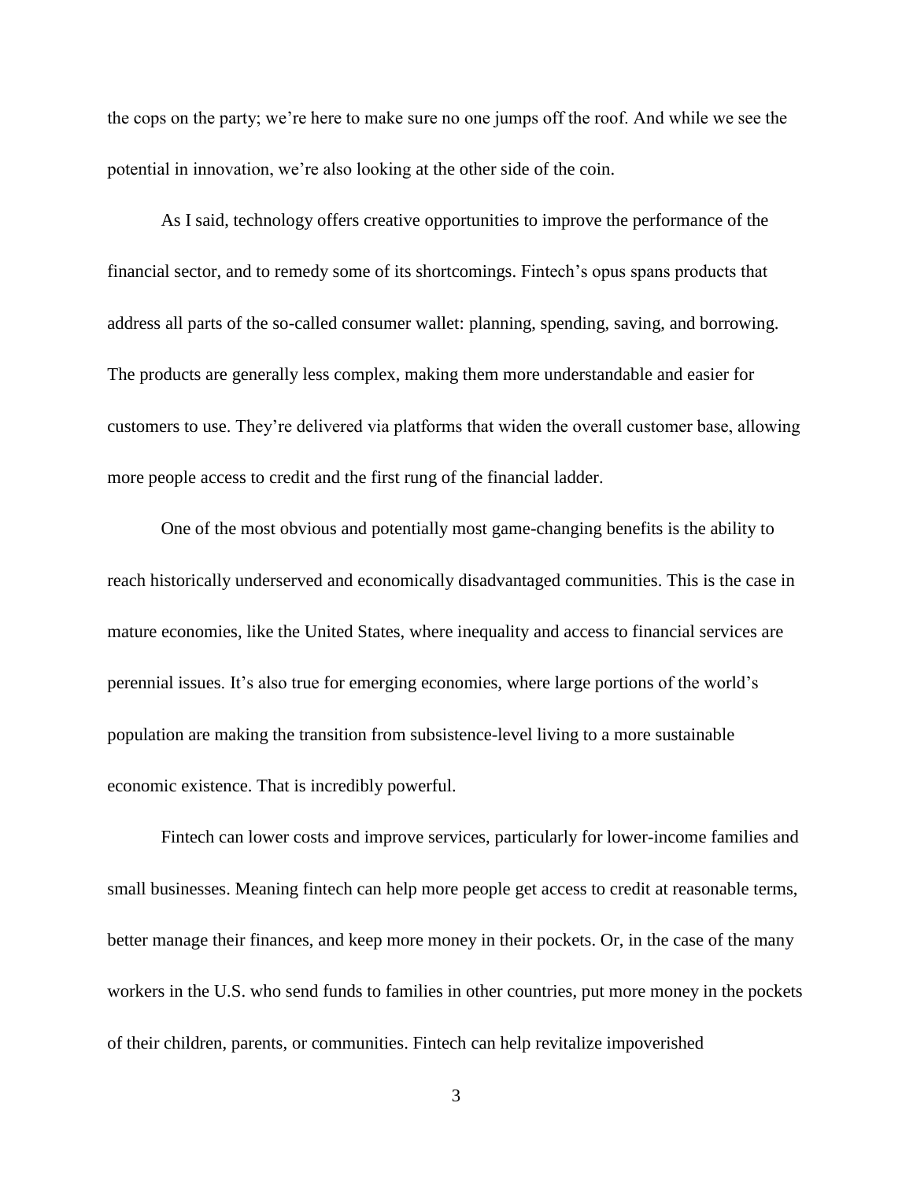the cops on the party; we're here to make sure no one jumps off the roof. And while we see the potential in innovation, we're also looking at the other side of the coin.

As I said, technology offers creative opportunities to improve the performance of the financial sector, and to remedy some of its shortcomings. Fintech's opus spans products that address all parts of the so-called consumer wallet: planning, spending, saving, and borrowing. The products are generally less complex, making them more understandable and easier for customers to use. They're delivered via platforms that widen the overall customer base, allowing more people access to credit and the first rung of the financial ladder.

One of the most obvious and potentially most game-changing benefits is the ability to reach historically underserved and economically disadvantaged communities. This is the case in mature economies, like the United States, where inequality and access to financial services are perennial issues. It's also true for emerging economies, where large portions of the world's population are making the transition from subsistence-level living to a more sustainable economic existence. That is incredibly powerful.

Fintech can lower costs and improve services, particularly for lower-income families and small businesses. Meaning fintech can help more people get access to credit at reasonable terms, better manage their finances, and keep more money in their pockets. Or, in the case of the many workers in the U.S. who send funds to families in other countries, put more money in the pockets of their children, parents, or communities. Fintech can help revitalize impoverished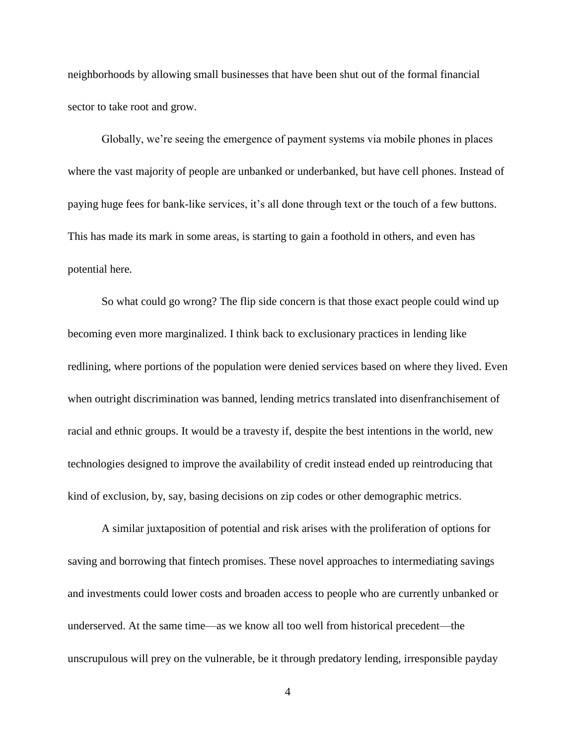neighborhoods by allowing small businesses that have been shut out of the formal financial sector to take root and grow.

Globally, we're seeing the emergence of payment systems via mobile phones in places where the vast majority of people are unbanked or underbanked, but have cell phones. Instead of paying huge fees for bank-like services, it's all done through text or the touch of a few buttons. This has made its mark in some areas, is starting to gain a foothold in others, and even has potential here.

So what could go wrong? The flip side concern is that those exact people could wind up becoming even more marginalized. I think back to exclusionary practices in lending like redlining, where portions of the population were denied services based on where they lived. Even when outright discrimination was banned, lending metrics translated into disenfranchisement of racial and ethnic groups. It would be a travesty if, despite the best intentions in the world, new technologies designed to improve the availability of credit instead ended up reintroducing that kind of exclusion, by, say, basing decisions on zip codes or other demographic metrics.

A similar juxtaposition of potential and risk arises with the proliferation of options for saving and borrowing that fintech promises. These novel approaches to intermediating savings and investments could lower costs and broaden access to people who are currently unbanked or underserved. At the same time—as we know all too well from historical precedent—the unscrupulous will prey on the vulnerable, be it through predatory lending, irresponsible payday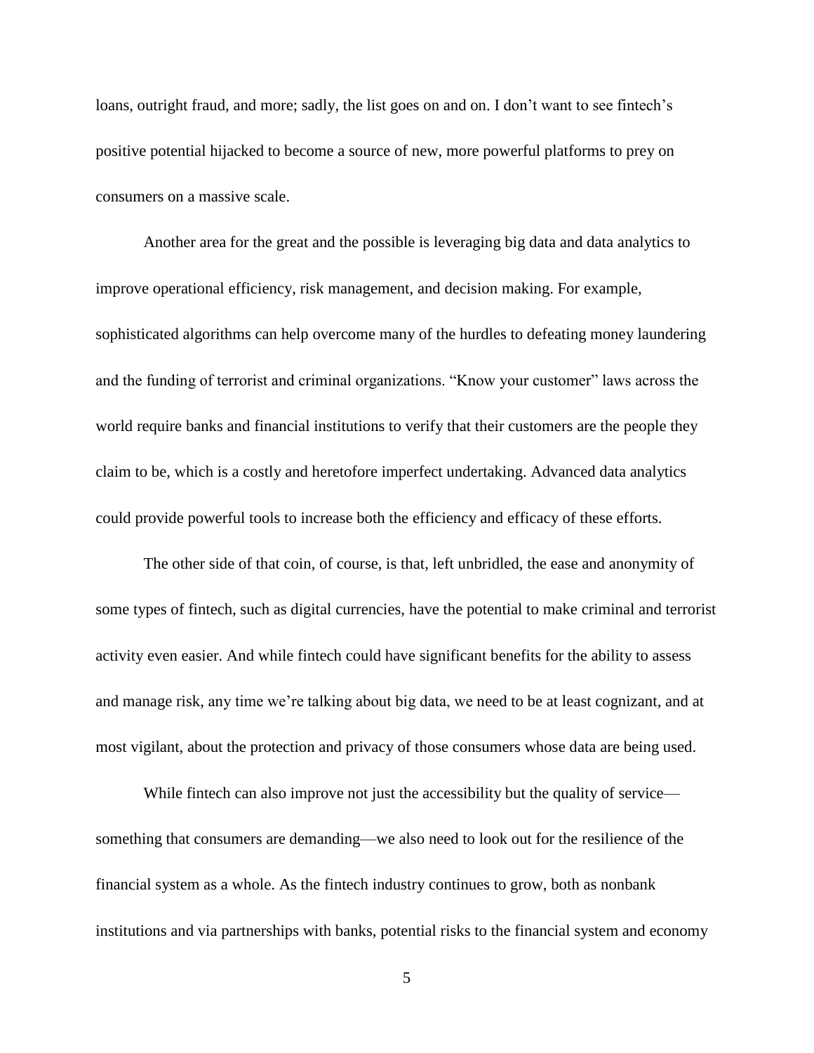loans, outright fraud, and more; sadly, the list goes on and on. I don't want to see fintech's positive potential hijacked to become a source of new, more powerful platforms to prey on consumers on a massive scale.

Another area for the great and the possible is leveraging big data and data analytics to improve operational efficiency, risk management, and decision making. For example, sophisticated algorithms can help overcome many of the hurdles to defeating money laundering and the funding of terrorist and criminal organizations. "Know your customer" laws across the world require banks and financial institutions to verify that their customers are the people they claim to be, which is a costly and heretofore imperfect undertaking. Advanced data analytics could provide powerful tools to increase both the efficiency and efficacy of these efforts.

The other side of that coin, of course, is that, left unbridled, the ease and anonymity of some types of fintech, such as digital currencies, have the potential to make criminal and terrorist activity even easier. And while fintech could have significant benefits for the ability to assess and manage risk, any time we're talking about big data, we need to be at least cognizant, and at most vigilant, about the protection and privacy of those consumers whose data are being used.

While fintech can also improve not just the accessibility but the quality of service—something that consumers are demanding—we also need to look out for the resilience of the financial system as a whole. As the fintech industry continues to grow, both as nonbank institutions and via partnerships with banks, potential risks to the financial system and economy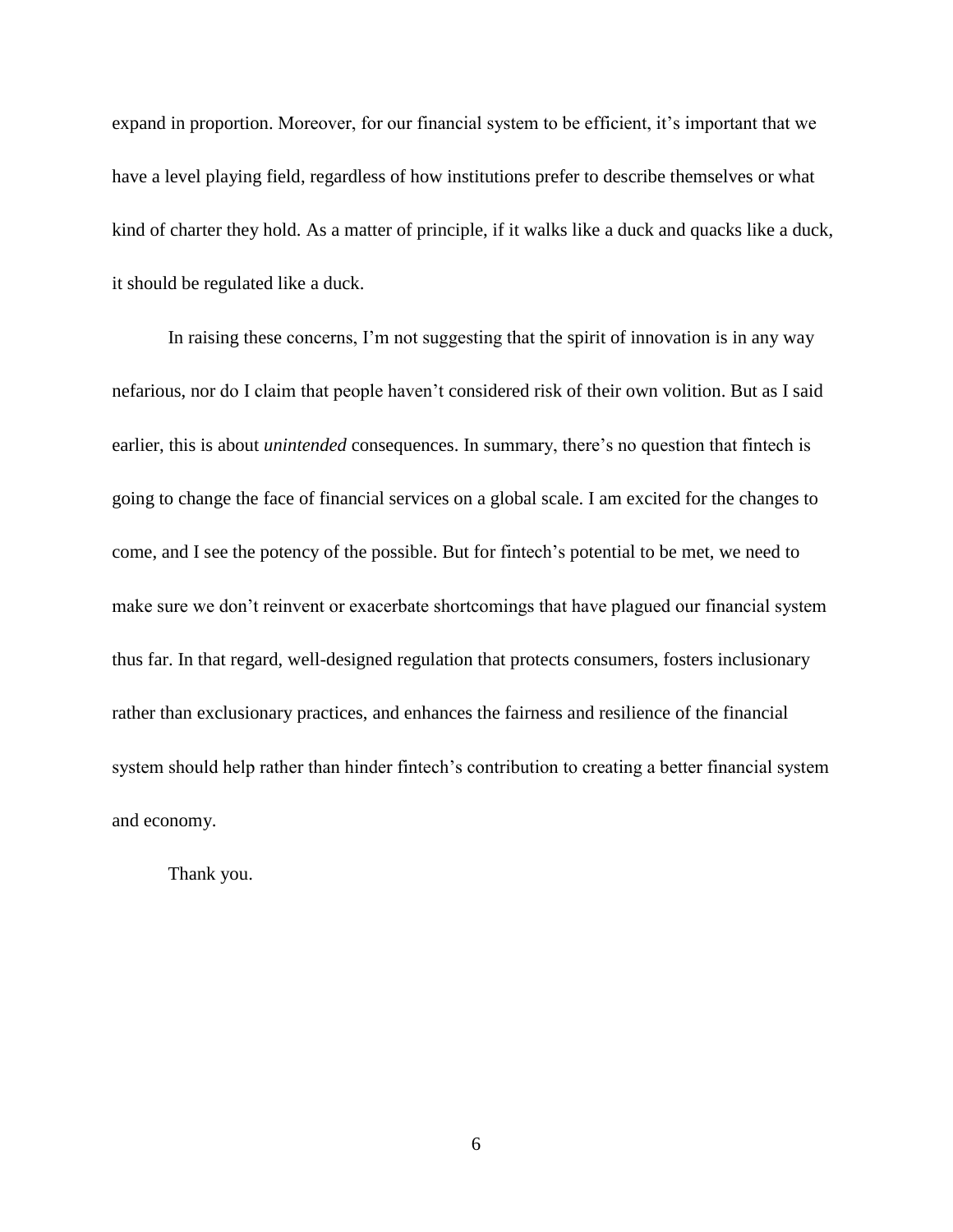expand in proportion. Moreover, for our financial system to be efficient, it's important that we have a level playing field, regardless of how institutions prefer to describe themselves or what kind of charter they hold. As a matter of principle, if it walks like a duck and quacks like a duck, it should be regulated like a duck.

In raising these concerns, I'm not suggesting that the spirit of innovation is in any way nefarious, nor do I claim that people haven't considered risk of their own volition. But as I said earlier, this is about *unintended* consequences. In summary, there's no question that fintech is going to change the face of financial services on a global scale. I am excited for the changes to come, and I see the potency of the possible. But for fintech's potential to be met, we need to make sure we don't reinvent or exacerbate shortcomings that have plagued our financial system thus far. In that regard, well-designed regulation that protects consumers, fosters inclusionary rather than exclusionary practices, and enhances the fairness and resilience of the financial system should help rather than hinder fintech's contribution to creating a better financial system and economy.

Thank you.